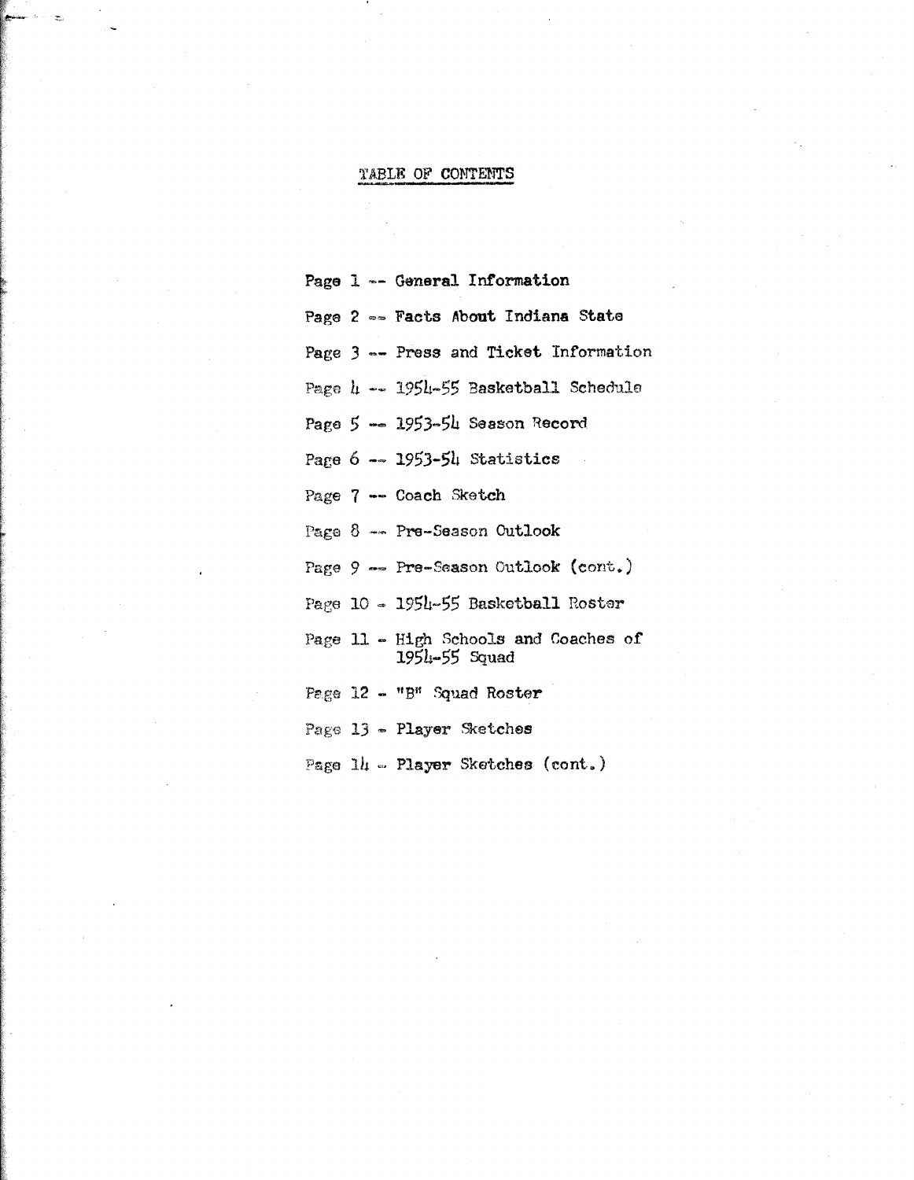# TABLE OF CONTENTS

Page 1 -- General Information

Page 2 -- Facts About Indiana State

Page 3 -- Press and Ticket Information

Page 4 -- 1954-55 Basketball Schedule

Page 5 -- 1953-54 Season Record

Page 6 -- 1953-54 Statistics

Page 7 -- Coach Sketch

Page 8 -- Pre-Season Outlook

Page 9 -- Pre-Season Outlook (cont.)

Page 10 - 1954-55 Basketball Roster

Page 11 - High Schools and Coaches of 1954-55 Squad

Page 12 - "B" Squad Roster

Page 13 - Player Sketches

Page 14 - Player Sketches (cont.)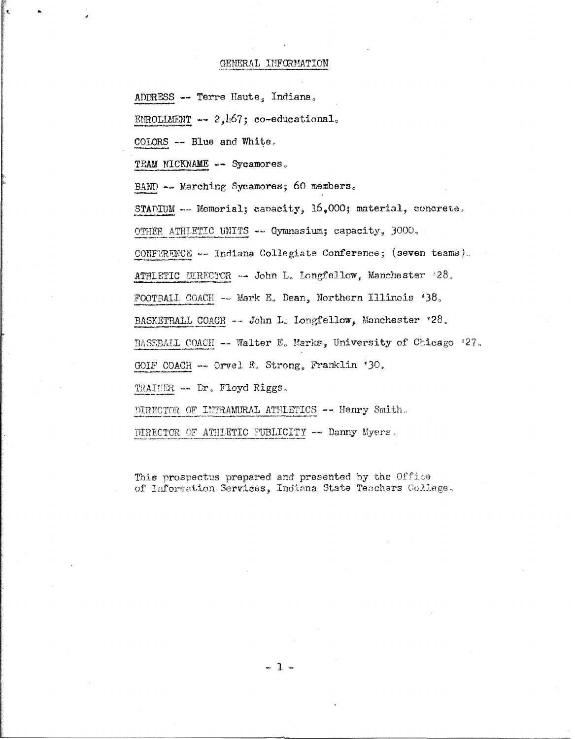## GENERAL INFORMATION

ADDRESS -- Terre Haute, Indiana.

ENROLLMENT -- 2,467; co-educational.

COLORS -- Blue and White.

TEAM NICKNAME -- Sycamores.

BAND -- Marching Sycamores; 60 members.

STADIUM -- Memorial; capacity, 16,000; material, concrete.

OTHER ATHLETIC UNITS -- Gymnasium; capacity, 3000.

CONFERENCE -- Indiana Collegiate Conference; (seven teams).

ATHLETIC DIRECTOR -- John L. Longfellow, Manchester '28.

FOOTBALL COACH -- Mark E. Dean, Northern Illinois '38.

BASKETBALL COACH -- John L. Longfellow, Manchester '28.

BASEBALL COACH -- Walter E. Marks, University of Chicago '27.

GOLF COACH -- Orvel E. Strong, Franklin '30.

TRAINER -- Dr. Floyd Riggs.

DIRECTOR OF INTRAMURAL ATHLETICS -- Henry Smith.

DIRECTOR OF ATHLETIC PUBLICITY -- Danny Myers.

This prospectus prepared and presented by the Office of Information Services, Indiana State Teachers College.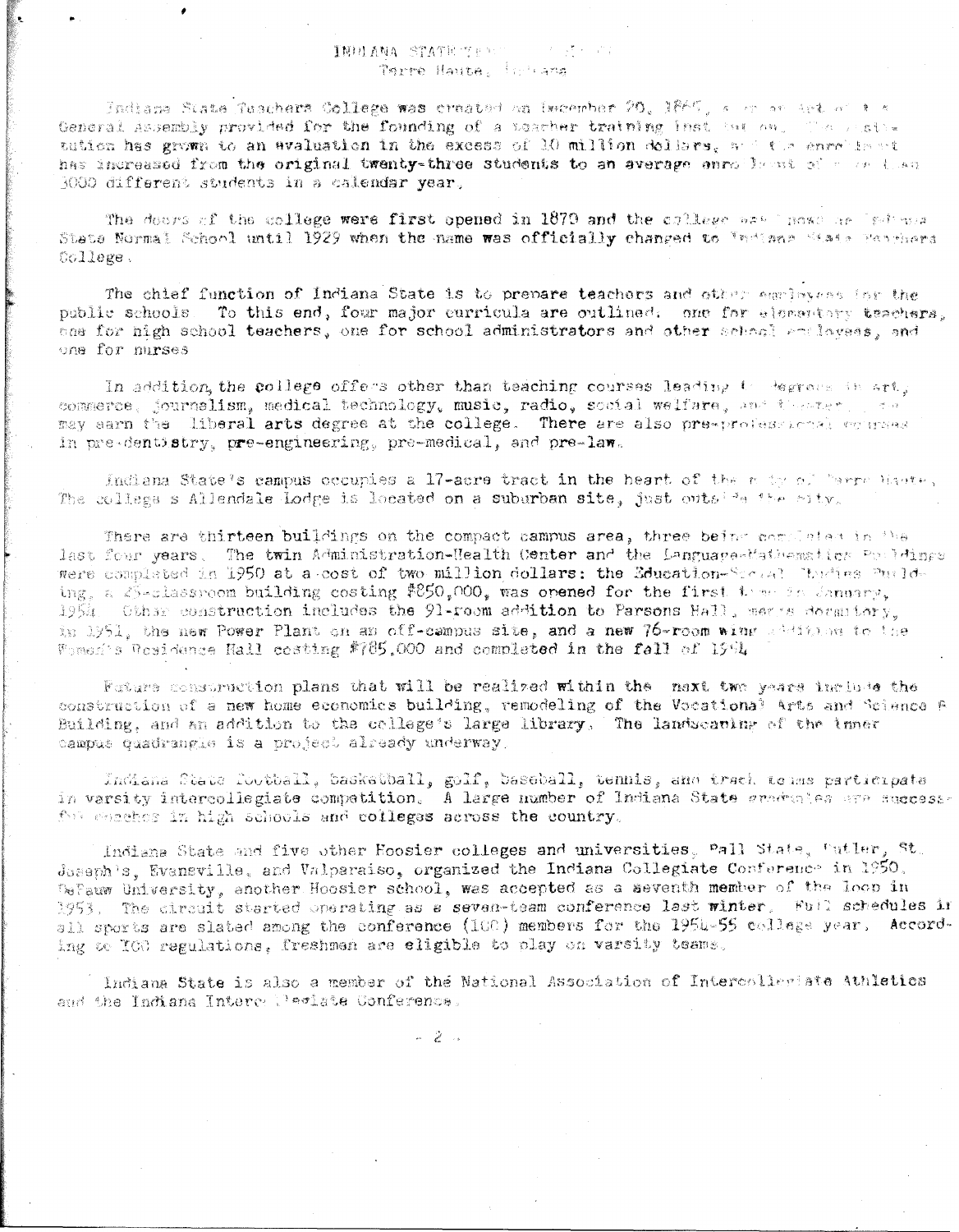INDIANA STATE TEACHERS COLLEGE
Terre Haute, Indiana

Indiana State Teachers College was created on December 20, 1865, when an Act of the General Assembly provided for the founding of a teacher training institution. The institution has grown to an evaluation in the excess of 10 million dollars, and the enrollment has increased from the original twenty-three students to an average enrollment of more than 3000 different students in a calendar year.

The doors of the college were first opened in 1870 and the college was known as Indiana State Normal School until 1929 when the name was officially changed to Indiana State Teachers College.

The chief function of Indiana State is to prepare teachers and other employees for the public schools. To this end, four major curricula are outlined: one for elementary teachers, one for high school teachers, one for school administrators and other school employees, and one for nurses.

In addition, the college offers other than teaching courses leading to degrees in art, commerce, journalism, medical technology, music, radio, social welfare, and theater. One may earn the liberal arts degree at the college. There are also pre-professional courses in pre-dentistry, pre-engineering, pre-medical, and pre-law.

Indiana State's campus occupies a 17-acre tract in the heart of the city of Terre Haute. The college's Allendale lodge is located on a suburban site, just outside the city.

There are thirteen buildings on the compact campus area, three being completed in the last four years. The twin Administration-Health Center and the Language-Mathematics Buildings were completed in 1950 at a cost of two million dollars: the Education-Social Studies Building, a 25-classroom building costing $850,000, was opened for the first time in January, 1954. Other construction includes the 91-room addition to Parsons Hall, men's dormitory, in 1951, the new Power Plant on an off-campus site, and a new 76-room wing addition to the Women's Residence Hall costing $785,000 and completed in the fall of 1954.

Future construction plans that will be realized within the next two years include the construction of a new home economics building, remodeling of the Vocational Arts and Science B Building, and an addition to the college's large library. The landscaping of the inner campus quadrangle is a project already underway.

Indiana State football, basketball, golf, baseball, tennis, and track teams participate in varsity intercollegiate competition. A large number of Indiana State graduates are successful coaches in high schools and colleges across the country.

Indiana State and five other Hoosier colleges and universities, Ball State, Butler, St. Joseph's, Evansville, and Valparaiso, organized the Indiana Collegiate Conference in 1950. DePauw University, another Hoosier school, was accepted as a seventh member of the loop in 1953. The circuit started operating as a seven-team conference last winter. Full schedules in all sports are slated among the conference (ICC) members for the 1954-55 college year. According to ICC regulations, freshmen are eligible to play on varsity teams.

Indiana State is also a member of the National Association of Intercollegiate Athletics and the Indiana Intercollegiate Conference.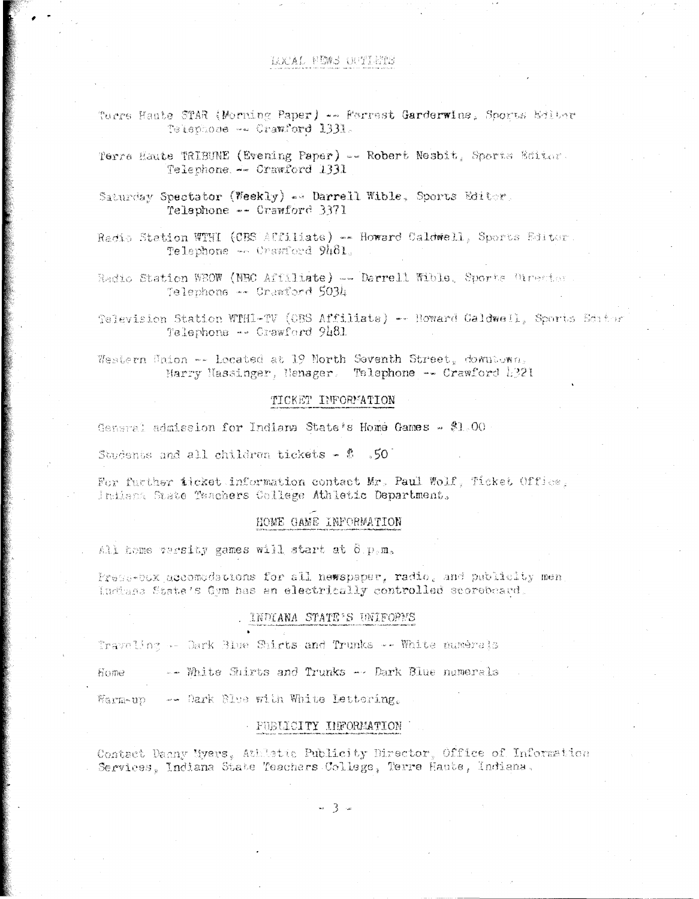## LOCAL NEWS OUTLETS

Terre Haute STAR (Morning Paper) -- Forrest Garderwine, Sports Editor
Telephone -- Crawford 1331.

Terre Haute TRIBUNE (Evening Paper) -- Robert Nesbit, Sports Editor.
Telephone -- Crawford 1331

Saturday Spectator (Weekly) -- Darrell Wible, Sports Editor.
Telephone -- Crawford 3371

Radio Station WTHI (CBS Affiliate) -- Howard Caldwell, Sports Editor.
Telephone -- Crawford 9481.

Radio Station WBOW (NBC Affiliate) -- Darrell Wible, Sports Director.
Telephone -- Crawford 5034

Television Station WTHI-TV (CBS Affiliate) -- Howard Caldwell, Sports Editor
Telephone -- Crawford 9481

Western Union -- Located at 19 North Seventh Street, downtown.
Harry Hassinger, Manager. Telephone -- Crawford 1221

## TICKET INFORMATION

General admission for Indiana State's Home Games - $1.00

Students and all children tickets - $ .50

For further ticket information contact Mr. Paul Wolf, Ticket Office, Indiana State Teachers College Athletic Department.

## HOME GAME INFORMATION

All home varsity games will start at 8 p.m.

Press-box accomodations for all newspaper, radio, and publicity men.
Indiana State's Gym has an electrically controlled scoreboard.

## INDIANA STATE'S UNIFORMS

Traveling -- Dark Blue Shirts and Trunks -- White numerals

Home -- White Shirts and Trunks -- Dark Blue numerals

Warm-up -- Dark Blue with White Lettering.

## PUBLICITY INFORMATION

Contact Danny Myers, Athletic Publicity Director, Office of Information Services, Indiana State Teachers College, Terre Haute, Indiana.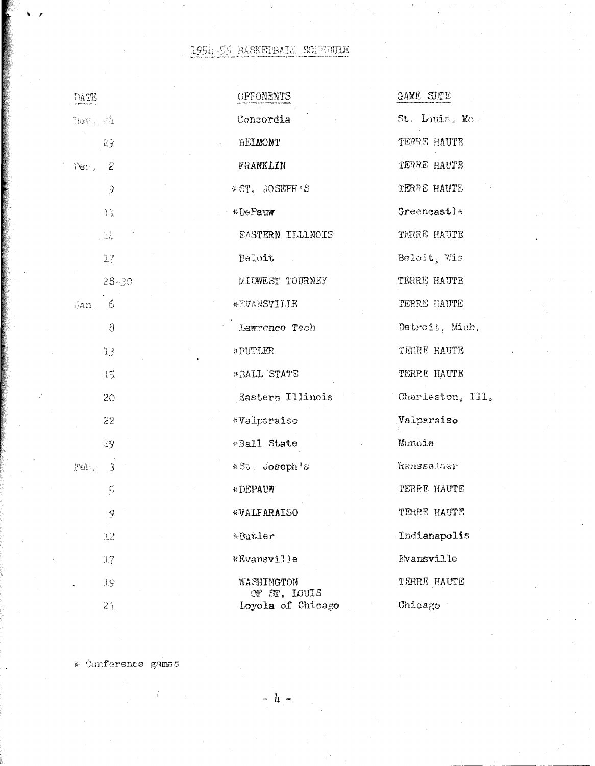# 1954-55 BASKETBALL SCHEDULE

| DATE | OPPONENTS | GAME SITE |
|---|---|---|
| Nov. 24 | Concordia | St. Louis, Mo. |
| 29 | BELMONT | TERRE HAUTE |
| Dec. 2 | FRANKLIN | TERRE HAUTE |
| 9 | *ST. JOSEPH'S | TERRE HAUTE |
| 11 | *DePauw | Greencastle |
| 12 | EASTERN ILLINOIS | TERRE HAUTE |
| 17 | Beloit | Beloit, Wis. |
| 28-30 | MIDWEST TOURNEY | TERRE HAUTE |
| Jan. 6 | *EVANSVILLE | TERRE HAUTE |
| 8 | Lawrence Tech | Detroit, Mich. |
| 13 | *BUTLER | TERRE HAUTE |
| 15 | *BALL STATE | TERRE HAUTE |
| 20 | Eastern Illinois | Charleston, Ill. |
| 22 | *Valparaiso | Valparaiso |
| 29 | *Ball State | Muncie |
| Feb. 3 | *St. Joseph's | Rensselaer |
| 5 | *DEPAUW | TERRE HAUTE |
| 9 | *VALPARAISO | TERRE HAUTE |
| 12 | *Butler | Indianapolis |
| 17 | *Evansville | Evansville |
| 19 | WASHINGTON OF ST. LOUIS | TERRE HAUTE |
| 21 | Loyola of Chicago | Chicago |

* Conference games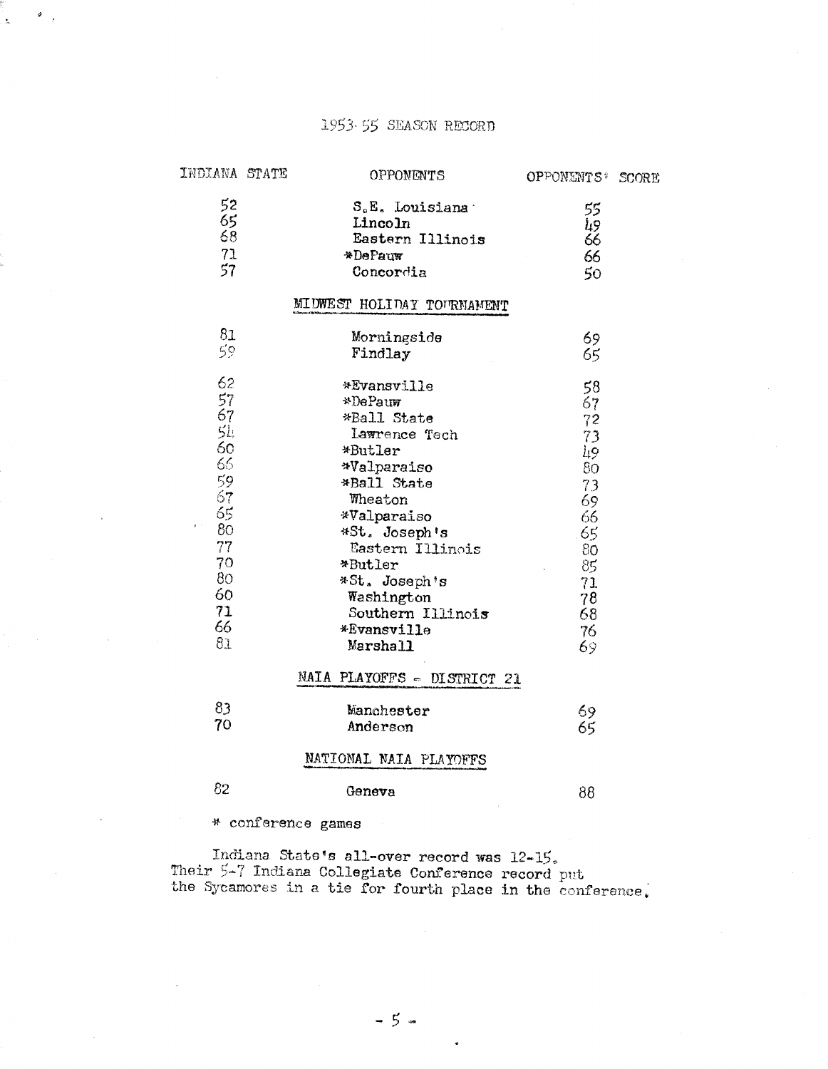# 1953-55 SEASON RECORD

| INDIANA STATE | OPPONENTS | OPPONENTS' SCORE |
|---|---|---|
| 52 | S.E. Louisiana | 55 |
| 65 | Lincoln | 49 |
| 68 | Eastern Illinois | 66 |
| 71 | *DePauw | 66 |
| 57 | Concordia | 50 |
| | **MIDWEST HOLIDAY TOURNAMENT** | |
| 81 | Morningside | 69 |
| 59 | Findlay | 65 |
| 62 | *Evansville | 58 |
| 57 | *DePauw | 67 |
| 67 | *Ball State | 72 |
| 54 | Lawrence Tech | 73 |
| 60 | *Butler | 49 |
| 66 | *Valparaiso | 80 |
| 59 | *Ball State | 73 |
| 67 | Wheaton | 69 |
| 65 | *Valparaiso | 66 |
| 80 | *St. Joseph's | 65 |
| 77 | Eastern Illinois | 80 |
| 70 | *Butler | 85 |
| 80 | *St. Joseph's | 71 |
| 60 | Washington | 78 |
| 71 | Southern Illinois | 68 |
| 66 | *Evansville | 76 |
| 81 | Marshall | 69 |
| | **NAIA PLAYOFFS - DISTRICT 21** | |
| 83 | Manchester | 69 |
| 70 | Anderson | 65 |
| | **NATIONAL NAIA PLAYOFFS** | |
| 82 | Geneva | 88 |

\* conference games

Indiana State's all-over record was 12-15. Their 5-7 Indiana Collegiate Conference record put the Sycamores in a tie for fourth place in the conference.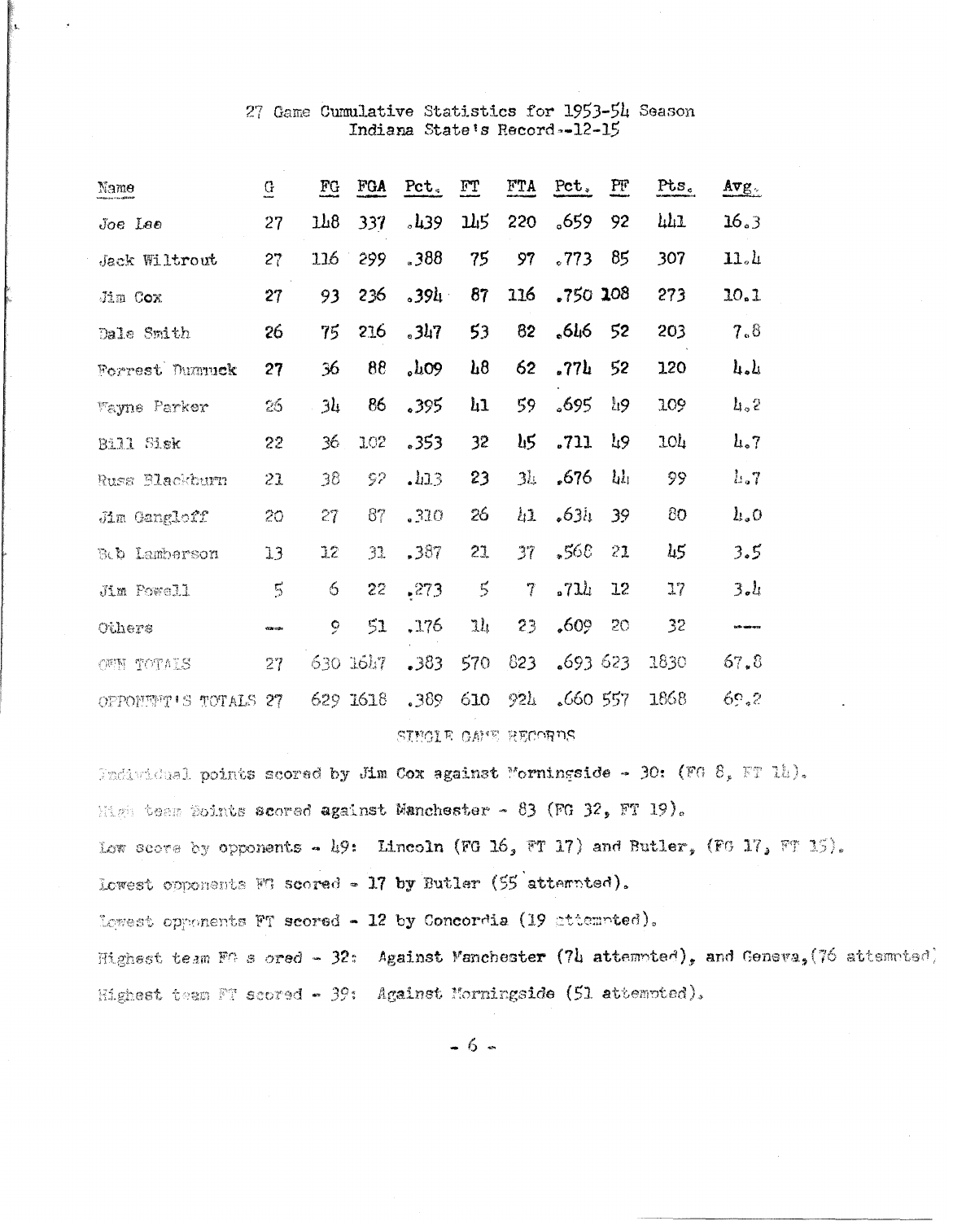# 27 Game Cumulative Statistics for 1953-54 Season
## Indiana State's Record--12-15

| Name | G | FG | FGA | Pct. | FT | FTA | Pct. | PF | Pts. | Avg. |
|---|---|---|---|---|---|---|---|---|---|---|
| Joe Lee | 27 | 148 | 337 | .439 | 145 | 220 | .659 | 92 | 441 | 16.3 |
| Jack Wiltrout | 27 | 116 | 299 | .388 | 75 | 97 | .773 | 85 | 307 | 11.4 |
| Jim Cox | 27 | 93 | 236 | .394 | 87 | 116 | .750 | 108 | 273 | 10.1 |
| Dale Smith | 26 | 75 | 216 | .347 | 53 | 82 | .646 | 52 | 203 | 7.8 |
| Forrest Dummuck | 27 | 36 | 88 | .409 | 48 | 62 | .774 | 52 | 120 | 4.4 |
| Wayne Parker | 26 | 34 | 86 | .395 | 41 | 59 | .695 | 49 | 109 | 4.2 |
| Bill Sisk | 22 | 36 | 102 | .353 | 32 | 45 | .711 | 49 | 104 | 4.7 |
| Russ Blackburn | 21 | 38 | 92 | .413 | 23 | 34 | .676 | 44 | 99 | 4.7 |
| Jim Gangloff | 20 | 27 | 87 | .310 | 26 | 41 | .634 | 39 | 80 | 4.0 |
| Bob Lamberson | 13 | 12 | 31 | .387 | 21 | 37 | .568 | 21 | 45 | 3.5 |
| Jim Powell | 5 | 6 | 22 | .273 | 5 | 7 | .714 | 12 | 17 | 3.4 |
| Others | --- | 9 | 51 | .176 | 14 | 23 | .609 | 20 | 32 | --- |
| OWN TOTALS | 27 | 630 | 1647 | .383 | 570 | 823 | .693 | 623 | 1830 | 67.8 |
| OPPONENT'S TOTALS | 27 | 629 | 1618 | .389 | 610 | 924 | .660 | 557 | 1868 | 69.2 |

### SINGLE GAME RECORDS

Individual points scored by Jim Cox against Morningside - 30: (FG 8, FT 14).

High team points scored against Manchester - 83 (FG 32, FT 19).

Low score by opponents - 49: Lincoln (FG 16, FT 17) and Butler, (FG 17, FT 15).

Lowest opponents FG scored - 17 by Butler (55 attempted).

Lowest opponents FT scored - 12 by Concordia (19 attempted).

Highest team FG scored - 32: Against Manchester (74 attempted), and Geneva, (76 attempted)

Highest team FT scored - 39: Against Morningside (51 attempted).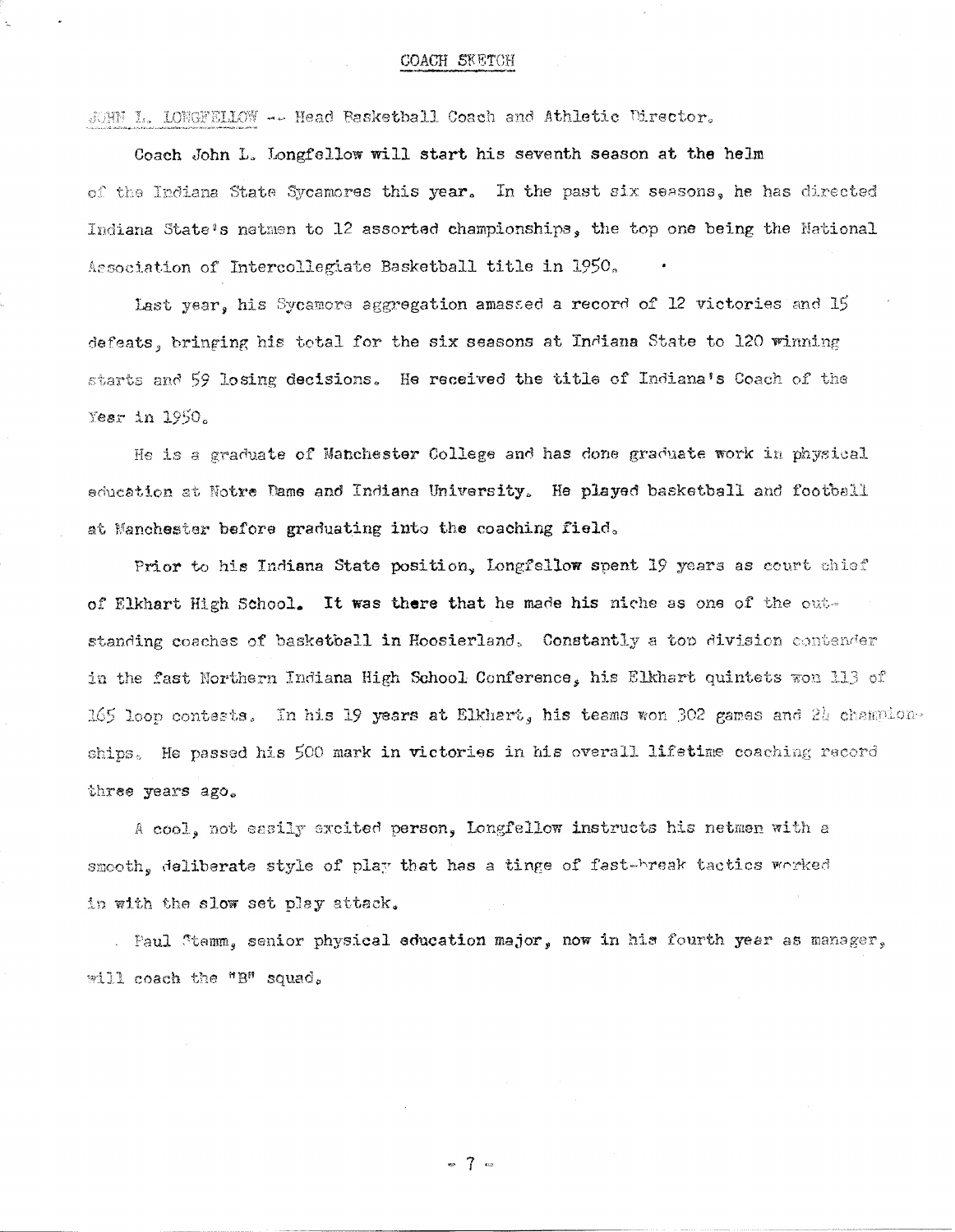# COACH SKETCH

JOHN L. LONGFELLOW -- Head Basketball Coach and Athletic Director.

Coach John L. Longfellow will start his seventh season at the helm of the Indiana State Sycamores this year. In the past six seasons, he has directed Indiana State's netmen to 12 assorted championships, the top one being the National Association of Intercollegiate Basketball title in 1950.

Last year, his Sycamore aggregation amassed a record of 12 victories and 15 defeats, bringing his total for the six seasons at Indiana State to 120 winning starts and 59 losing decisions. He received the title of Indiana's Coach of the Year in 1950.

He is a graduate of Manchester College and has done graduate work in physical education at Notre Dame and Indiana University. He played basketball and football at Manchester before graduating into the coaching field.

Prior to his Indiana State position, Longfellow spent 19 years as court chief of Elkhart High School. It was there that he made his niche as one of the outstanding coaches of basketball in Hoosierland. Constantly a top division contender in the fast Northern Indiana High School Conference, his Elkhart quintets won 113 of 165 loop contests. In his 19 years at Elkhart, his teams won 302 games and 24 championships. He passed his 500 mark in victories in his overall lifetime coaching record three years ago.

A cool, not easily excited person, Longfellow instructs his netmen with a smooth, deliberate style of play that has a tinge of fast-break tactics worked in with the slow set play attack.

Paul Stemm, senior physical education major, now in his fourth year as manager, will coach the "B" squad.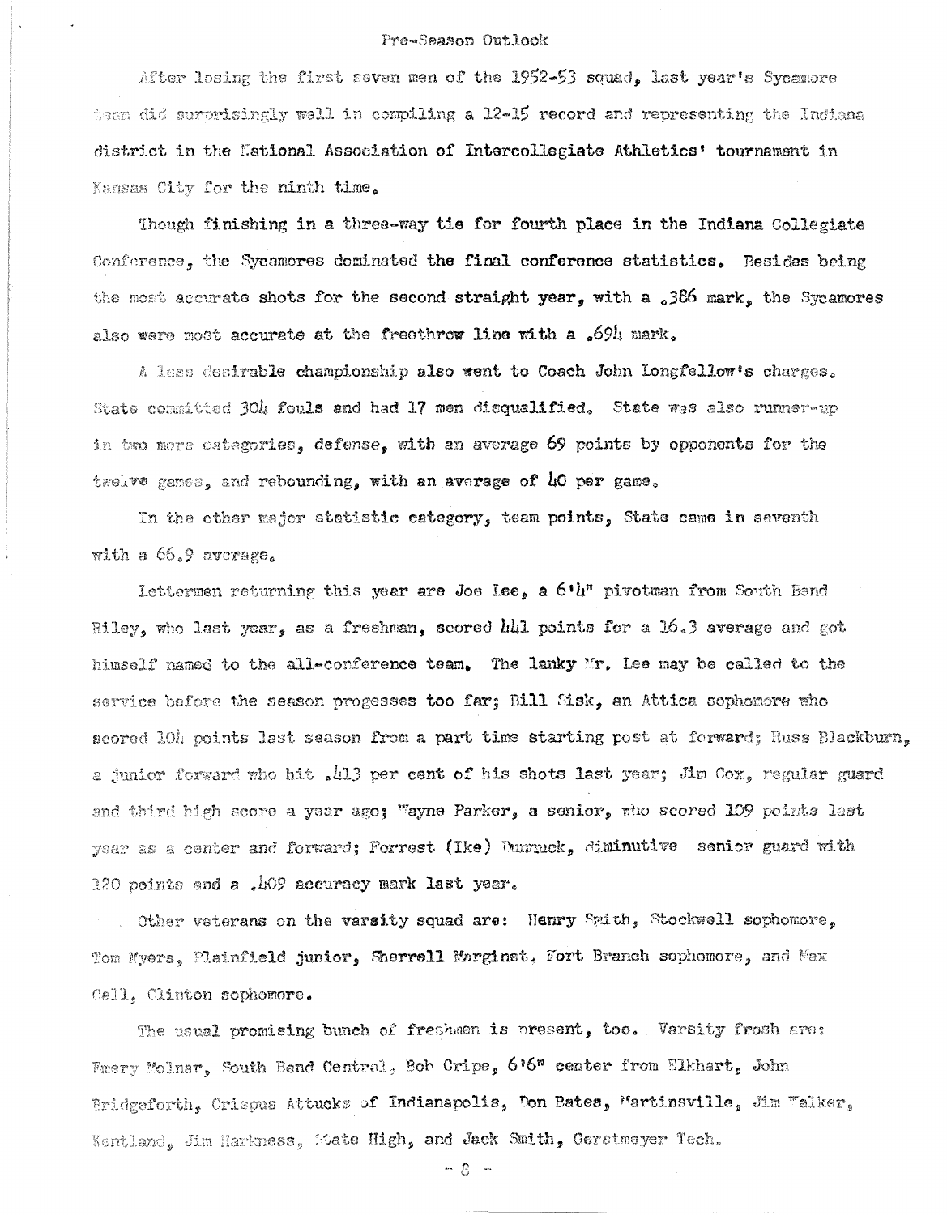## Pre-Season Outlook

After losing the first seven men of the 1952-53 squad, last year's Sycamore team did surprisingly well in compiling a 12-15 record and representing the Indiana district in the National Association of Intercollegiate Athletics' tournament in Kansas City for the ninth time.

Though finishing in a three-way tie for fourth place in the Indiana Collegiate Conference, the Sycamores dominated the final conference statistics. Besides being the most accurate shots for the second straight year, with a .386 mark, the Sycamores also were most accurate at the freethrow line with a .694 mark.

A less desirable championship also went to Coach John Longfellow's charges. State committed 304 fouls and had 17 men disqualified. State was also runner-up in two more categories, defense, with an average 69 points by opponents for the twelve games, and rebounding, with an average of 40 per game.

In the other major statistic category, team points, State came in seventh with a 66.9 average.

Lettermen returning this year are Joe Lee, a 6'4" pivotman from South Bend Riley, who last year, as a freshman, scored 441 points for a 16.3 average and got himself named to the all-conference team. The lanky Mr. Lee may be called to the service before the season progesses too far; Bill Fisk, an Attica sophomore who scored 104 points last season from a part time starting post at forward; Russ Blackburn, a junior forward who hit .413 per cent of his shots last year; Jim Cox, regular guard and third high score a year ago; Wayne Parker, a senior, who scored 109 points last year as a center and forward; Forrest (Ike) Dunnuck, diminutive senior guard with 120 points and a .409 accuracy mark last year.

Other veterans on the varsity squad are: Henry Smith, Stockwell sophomore, Tom Myers, Plainfield junior, Sherrell Marginet, Fort Branch sophomore, and Max Call, Clinton sophomore.

The usual promising bunch of freshmen is present, too. Varsity frosh are: Emery Molnar, South Bend Central, Bob Cripe, 6'6" center from Elkhart, John Bridgeforth, Crispus Attucks of Indianapolis, Don Bates, Martinsville, Jim Walker, Kentland, Jim Harkness, State High, and Jack Smith, Gerstmeyer Tech.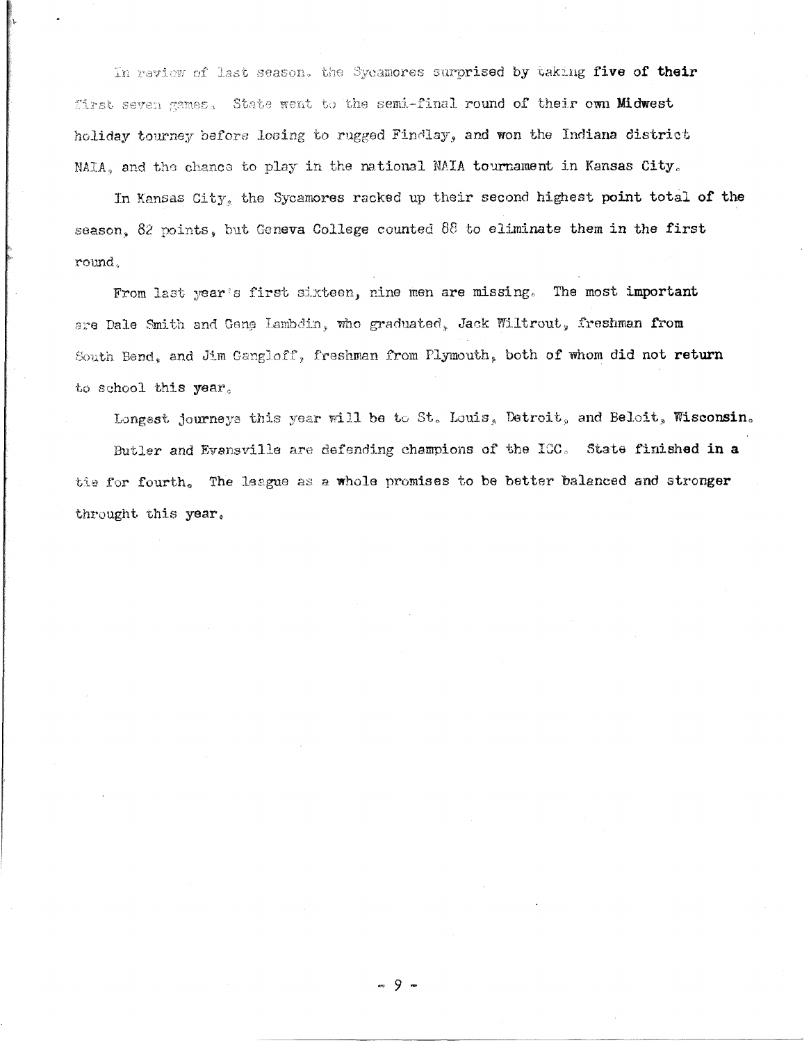In review of last season, the Sycamores surprised by taking five of their first seven games. State went to the semi-final round of their own Midwest holiday tourney before losing to rugged Findlay, and won the Indiana district NAIA, and the chance to play in the national NAIA tournament in Kansas City.

In Kansas City, the Sycamores racked up their second highest point total of the season, 82 points, but Geneva College counted 88 to eliminate them in the first round.

From last year's first sixteen, nine men are missing. The most important are Dale Smith and Gene Lambdin, who graduated, Jack Wiltrout, freshman from South Bend, and Jim Gangloff, freshman from Plymouth, both of whom did not return to school this year.

Longest journeys this year will be to St. Louis, Detroit, and Beloit, Wisconsin.

Butler and Evansville are defending champions of the ICC. State finished in a tie for fourth. The league as a whole promises to be better balanced and stronger throught this year.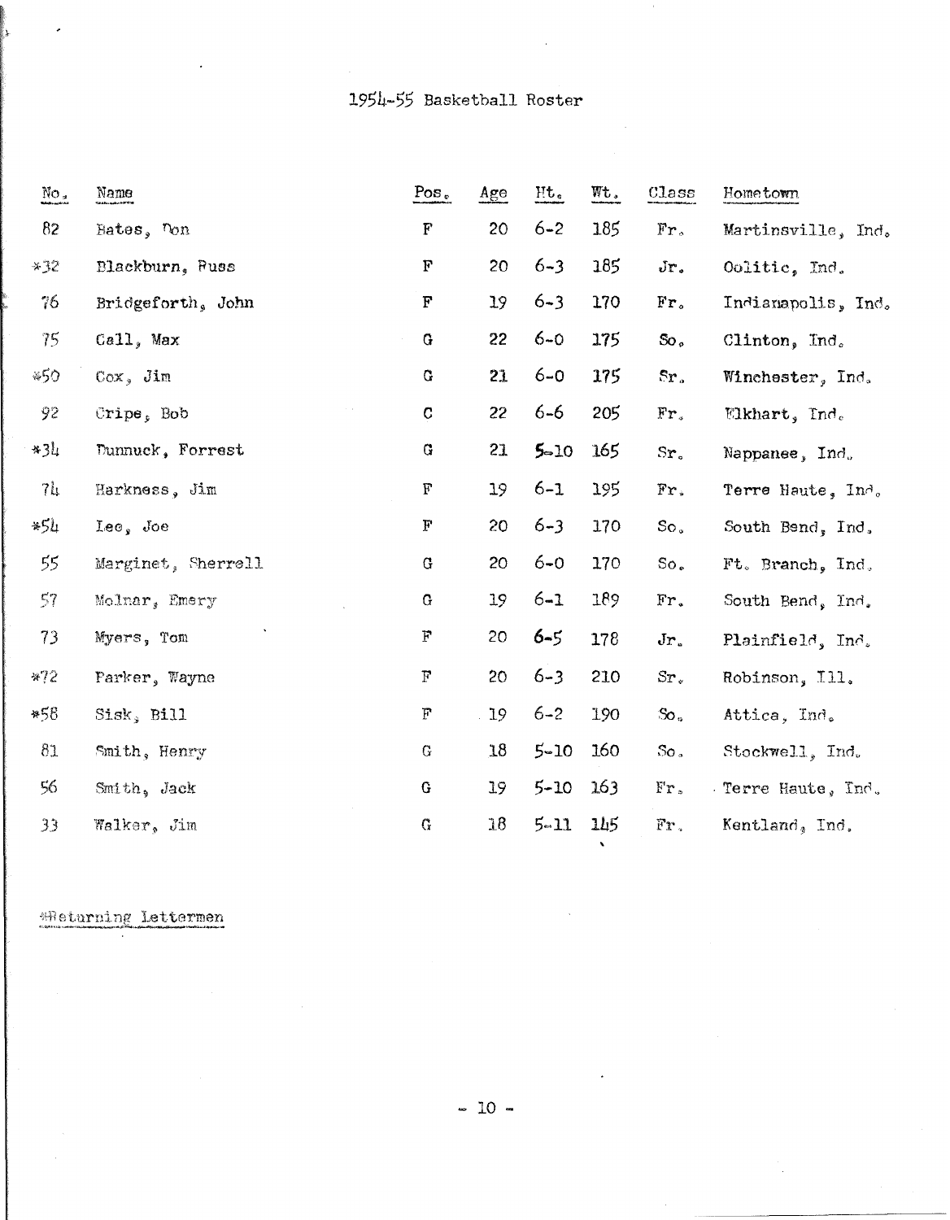# 1954-55 Basketball Roster

| No. | Name | Pos. | Age | Ht. | Wt. | Class | Hometown |
|---|---|---|---|---|---|---|---|
| 82 | Bates, Don | F | 20 | 6-2 | 185 | Fr. | Martinsville, Ind. |
| *32 | Blackburn, Russ | F | 20 | 6-3 | 185 | Jr. | Oolitic, Ind. |
| 76 | Bridgeforth, John | F | 19 | 6-3 | 170 | Fr. | Indianapolis, Ind. |
| 75 | Call, Max | G | 22 | 6-0 | 175 | So. | Clinton, Ind. |
| *50 | Cox, Jim | G | 21 | 6-0 | 175 | Sr. | Winchester, Ind. |
| 92 | Cripe, Bob | C | 22 | 6-6 | 205 | Fr. | Elkhart, Ind. |
| *34 | Dunnuck, Forrest | G | 21 | 5-10 | 165 | Sr. | Nappanee, Ind. |
| 74 | Harkness, Jim | F | 19 | 6-1 | 195 | Fr. | Terre Haute, Ind. |
| *54 | Lee, Joe | F | 20 | 6-3 | 170 | So. | South Bend, Ind. |
| 55 | Marginet, Sherrell | G | 20 | 6-0 | 170 | So. | Ft. Branch, Ind. |
| 57 | Molnar, Emery | G | 19 | 6-1 | 189 | Fr. | South Bend, Ind. |
| 73 | Myers, Tom | F | 20 | 6-5 | 178 | Jr. | Plainfield, Ind. |
| *72 | Parker, Wayne | F | 20 | 6-3 | 210 | Sr. | Robinson, Ill. |
| *58 | Sisk, Bill | F | 19 | 6-2 | 190 | So. | Attica, Ind. |
| 81 | Smith, Henry | G | 18 | 5-10 | 160 | So. | Stockwell, Ind. |
| 56 | Smith, Jack | G | 19 | 5-10 | 163 | Fr. | Terre Haute, Ind. |
| 33 | Walker, Jim | G | 18 | 5-11 | 145 | Fr. | Kentland, Ind. |

*Returning Lettermen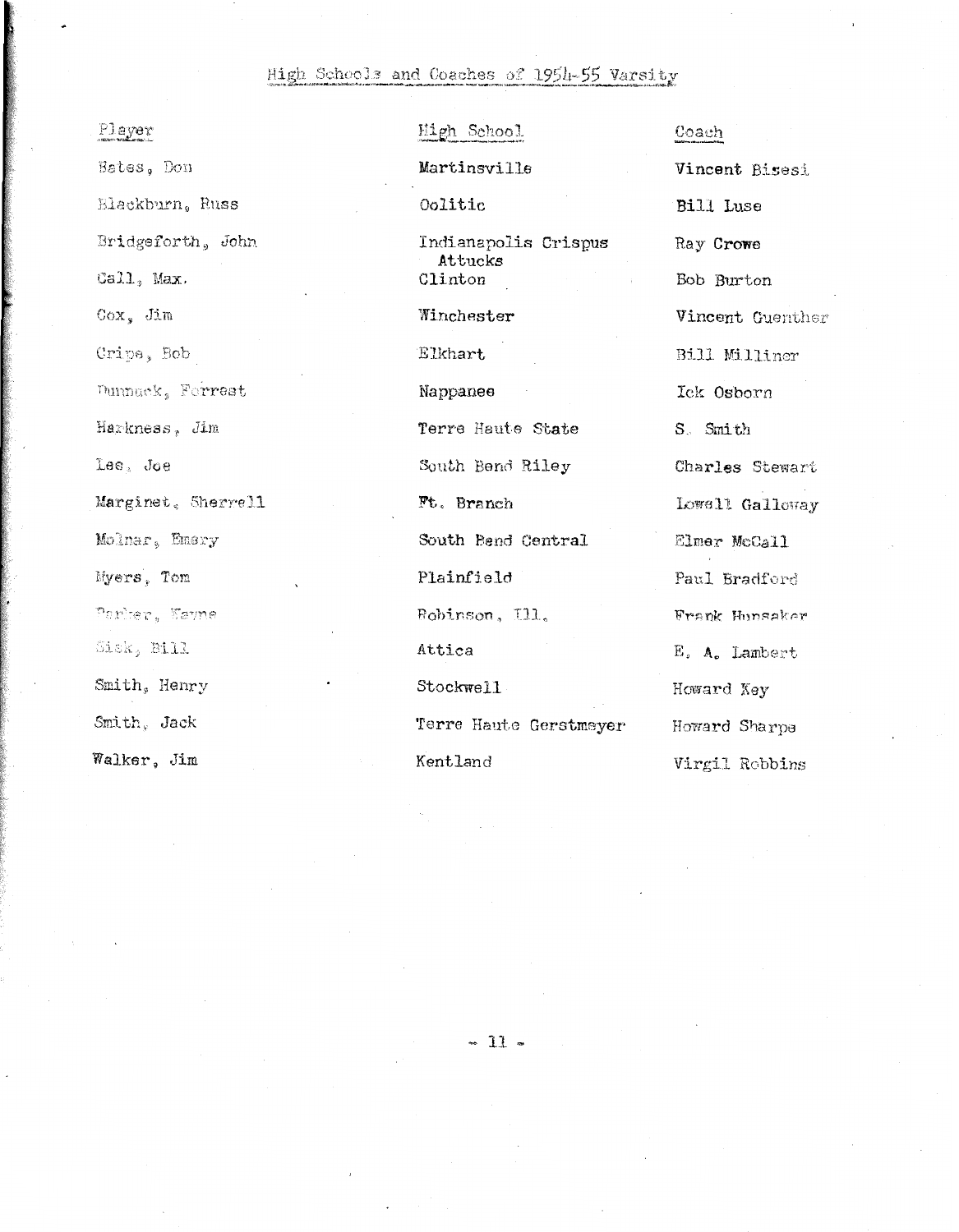## High Schools and Coaches of 1954-55 Varsity

| Player | High School | Coach |
|---|---|---|
| Bates, Don | Martinsville | Vincent Bisesi |
| Blackburn, Russ | Oolitic | Bill Luse |
| Bridgeforth, John | Indianapolis Crispus Attucks | Ray Crowe |
| Call, Max. | Clinton | Bob Burton |
| Cox, Jim | Winchester | Vincent Guenther |
| Cripe, Bob | Elkhart | Bill Milliner |
| Dunnuck, Forrest | Nappanee | Ick Osborn |
| Harkness, Jim | Terre Haute State | S. Smith |
| Lee, Joe | South Bend Riley | Charles Stewart |
| Marginet, Sherrell | Ft. Branch | Lowell Galloway |
| Molnar, Emery | South Bend Central | Elmer McCall |
| Myers, Tom | Plainfield | Paul Bradford |
| Parker, Wayne | Robinson, Ill. | Frank Hunsaker |
| Sisk, Bill | Attica | E. A. Lambert |
| Smith, Henry | Stockwell | Howard Key |
| Smith, Jack | Terre Haute Gerstmeyer | Howard Sharpe |
| Walker, Jim | Kentland | Virgil Robbins |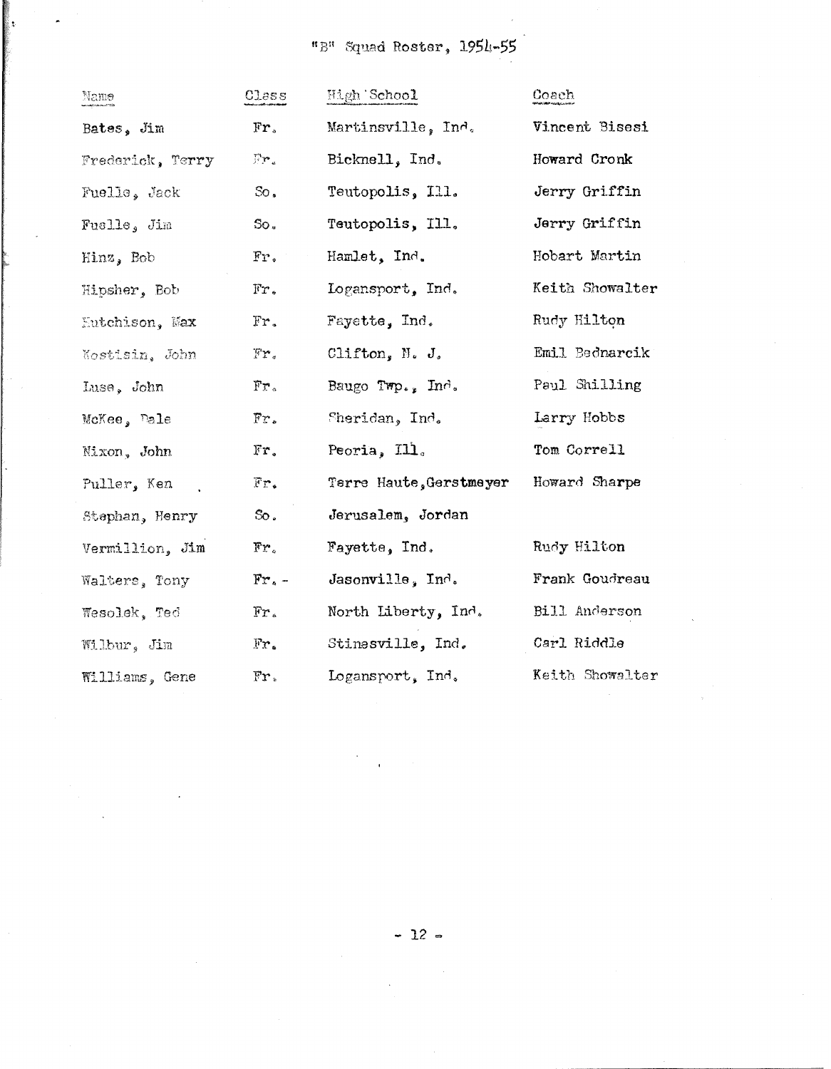# "B" Squad Roster, 1954-55

| Name | Class | High School | Coach |
|---|---|---|---|
| Bates, Jim | Fr. | Martinsville, Ind. | Vincent Bisesi |
| Frederick, Terry | Fr. | Bicknell, Ind. | Howard Cronk |
| Fuelle, Jack | So. | Teutopolis, Ill. | Jerry Griffin |
| Fuelle, Jim | So. | Teutopolis, Ill. | Jerry Griffin |
| Hinz, Bob | Fr. | Hamlet, Ind. | Hobart Martin |
| Hipsher, Bob | Fr. | Logansport, Ind. | Keith Showalter |
| Hutchison, Max | Fr. | Fayette, Ind. | Rudy Hilton |
| Kostisin, John | Fr. | Clifton, N. J. | Emil Bednarcik |
| Luse, John | Fr. | Baugo Twp., Ind. | Paul Shilling |
| McKee, Dale | Fr. | Sheridan, Ind. | Larry Hobbs |
| Nixon, John | Fr. | Peoria, Ill. | Tom Correll |
| Puller, Ken | Fr. | Terre Haute, Gerstmeyer | Howard Sharpe |
| Stephan, Henry | So. | Jerusalem, Jordan | |
| Vermillion, Jim | Fr. | Fayette, Ind. | Rudy Hilton |
| Walters, Tony | Fr. - | Jasonville, Ind. | Frank Goudreau |
| Wesolek, Ted | Fr. | North Liberty, Ind. | Bill Anderson |
| Wilbur, Jim | Fr. | Stinesville, Ind. | Carl Riddle |
| Williams, Gene | Fr. | Logansport, Ind. | Keith Showalter |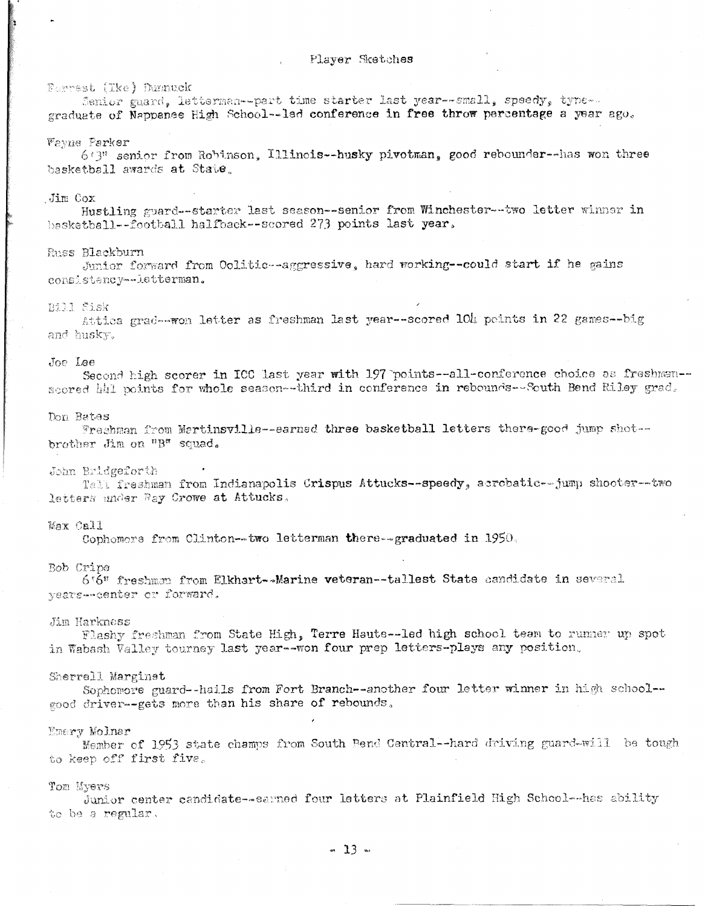# Player Sketches

**Forrest (Ike) Dunnuck**
Senior guard, letterman--part time starter last year--small, speedy, type--graduate of Nappanee High School--led conference in free throw percentage a year ago.

**Wayne Parker**
6'3" senior from Robinson, Illinois--husky pivotman, good rebounder--has won three basketball awards at State.

**Jim Cox**
Hustling guard--starter last season--senior from Winchester--two letter winner in basketball--football halfback--scored 273 points last year.

**Russ Blackburn**
Junior forward from Oolitic--aggressive, hard working--could start if he gains consistency--letterman.

**Bill Fisk**
Attica grad--won letter as freshman last year--scored 104 points in 22 games--big and husky.

**Joe Lee**
Second high scorer in ICC last year with 197 points--all-conference choice as freshman--scored 441 points for whole season--third in conference in rebounds--South Bend Riley grad.

**Don Bates**
Freshman from Martinsville--earned three basketball letters there--good jump shot--brother Jim on "B" squad.

**John Bridgeforth**
Tall freshman from Indianapolis Crispus Attucks--speedy, acrobatic--jump shooter--two letters under Ray Crowe at Attucks.

**Max Call**
Sophomore from Clinton--two letterman there--graduated in 1950.

**Bob Cripe**
6'6" freshman from Elkhart--Marine veteran--tallest State candidate in several years--center or forward.

**Jim Harkness**
Flashy freshman from State High, Terre Haute--led high school team to runner up spot in Wabash Valley tourney last year--won four prep letters--plays any position.

**Sherrell Marginet**
Sophomore guard--hails from Fort Branch--another four letter winner in high school--good driver--gets more than his share of rebounds.

**Emery Molnar**
Member of 1953 state champs from South Bend Central--hard driving guard--will be tough to keep off first five.

**Tom Myers**
Junior center candidate--earned four letters at Plainfield High School--has ability to be a regular.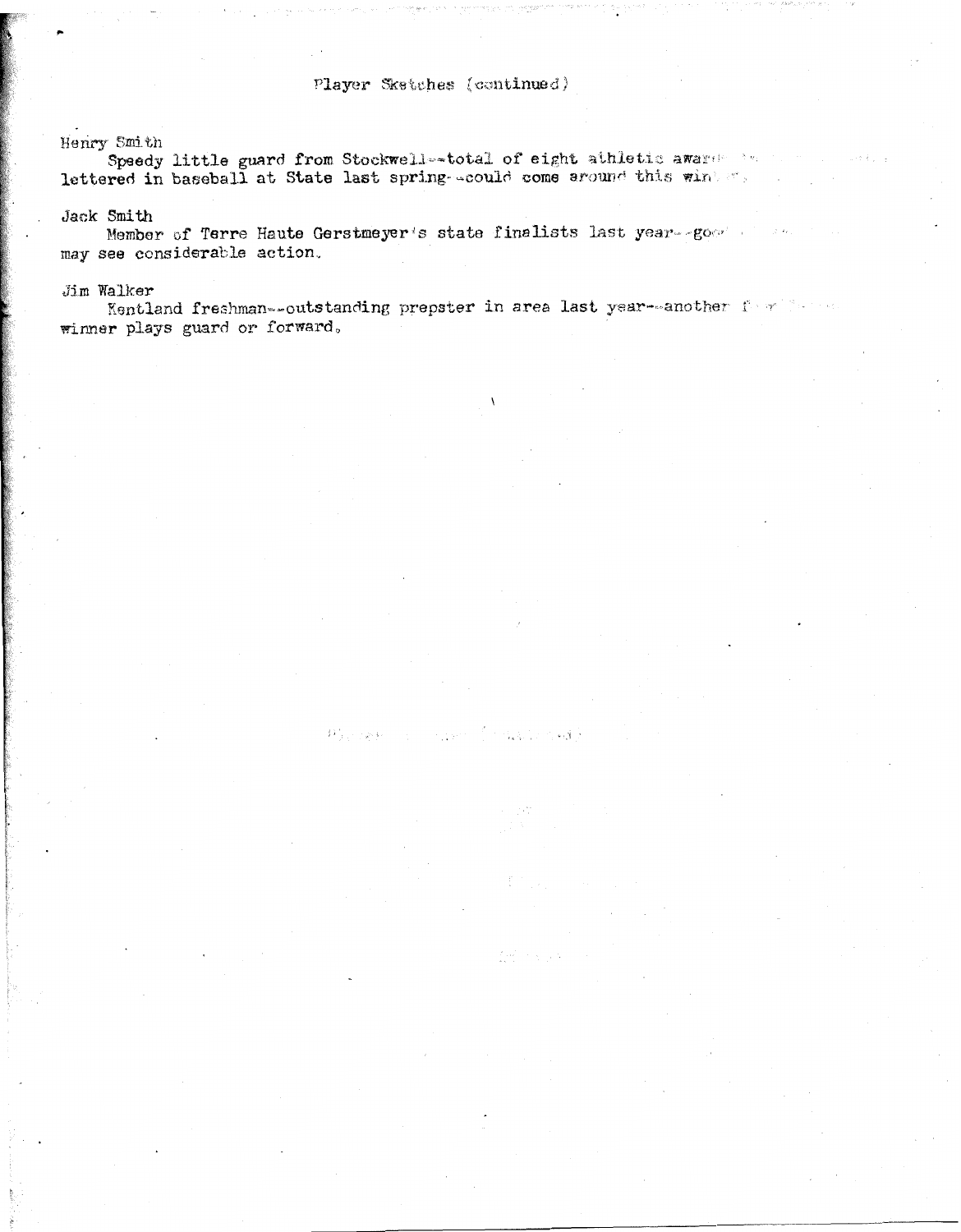Player Sketches (continued)

Henry Smith
Speedy little guard from Stockwell--total of eight athletic award lettered in baseball at State last spring--could come around this win

Jack Smith
Member of Terre Haute Gerstmeyer's state finalists last year--good may see considerable action.

Jim Walker
Kentland freshman--outstanding prepster in area last year--another f winner plays guard or forward.